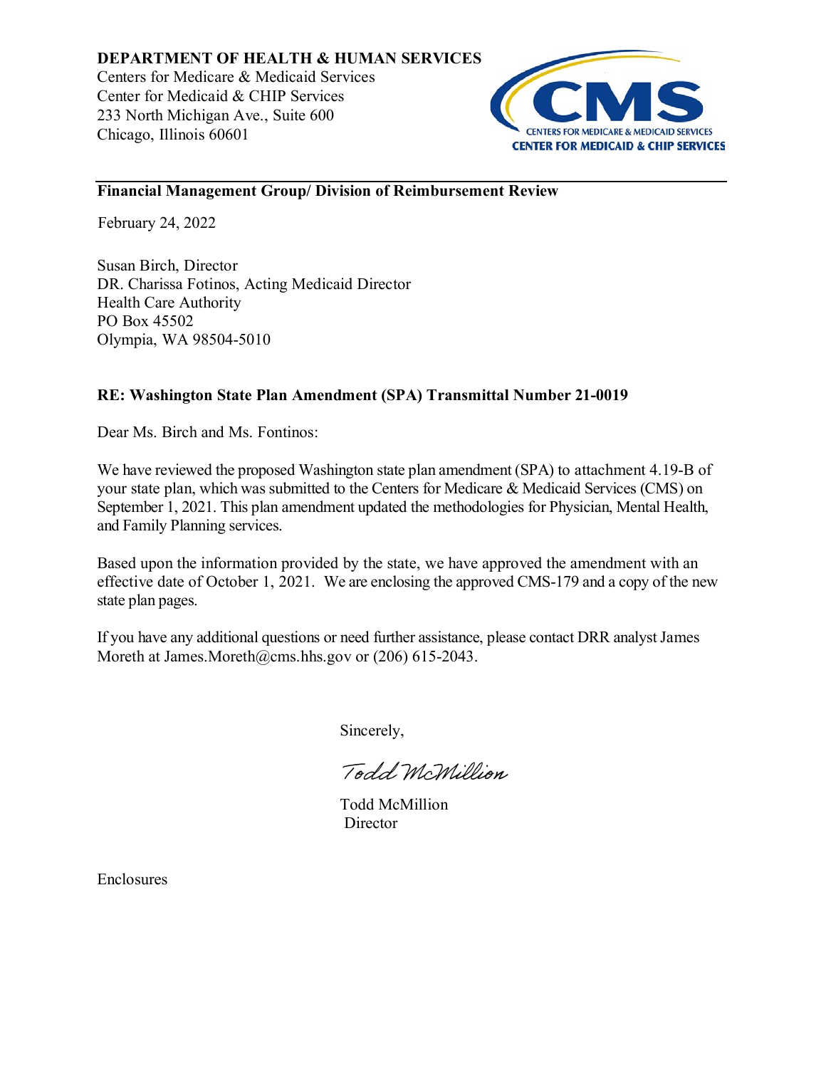**DEPARTMENT OF HEALTH & HUMAN SERVICES**
Centers for Medicare & Medicaid Services
Center for Medicaid & CHIP Services
233 North Michigan Ave., Suite 600
Chicago, Illinois 60601

CMS
CENTERS FOR MEDICARE & MEDICAID SERVICES
CENTER FOR MEDICAID & CHIP SERVICES

---

**Financial Management Group/ Division of Reimbursement Review**

February 24, 2022

Susan Birch, Director
DR. Charissa Fotinos, Acting Medicaid Director
Health Care Authority
PO Box 45502
Olympia, WA 98504-5010

**RE: Washington State Plan Amendment (SPA) Transmittal Number 21-0019**

Dear Ms. Birch and Ms. Fontinos:

We have reviewed the proposed Washington state plan amendment (SPA) to attachment 4.19-B of your state plan, which was submitted to the Centers for Medicare & Medicaid Services (CMS) on September 1, 2021. This plan amendment updated the methodologies for Physician, Mental Health, and Family Planning services.

Based upon the information provided by the state, we have approved the amendment with an effective date of October 1, 2021. We are enclosing the approved CMS-179 and a copy of the new state plan pages.

If you have any additional questions or need further assistance, please contact DRR analyst James Moreth at James.Moreth@cms.hhs.gov or (206) 615-2043.

Sincerely,

Todd McMillion

Todd McMillion
Director

Enclosures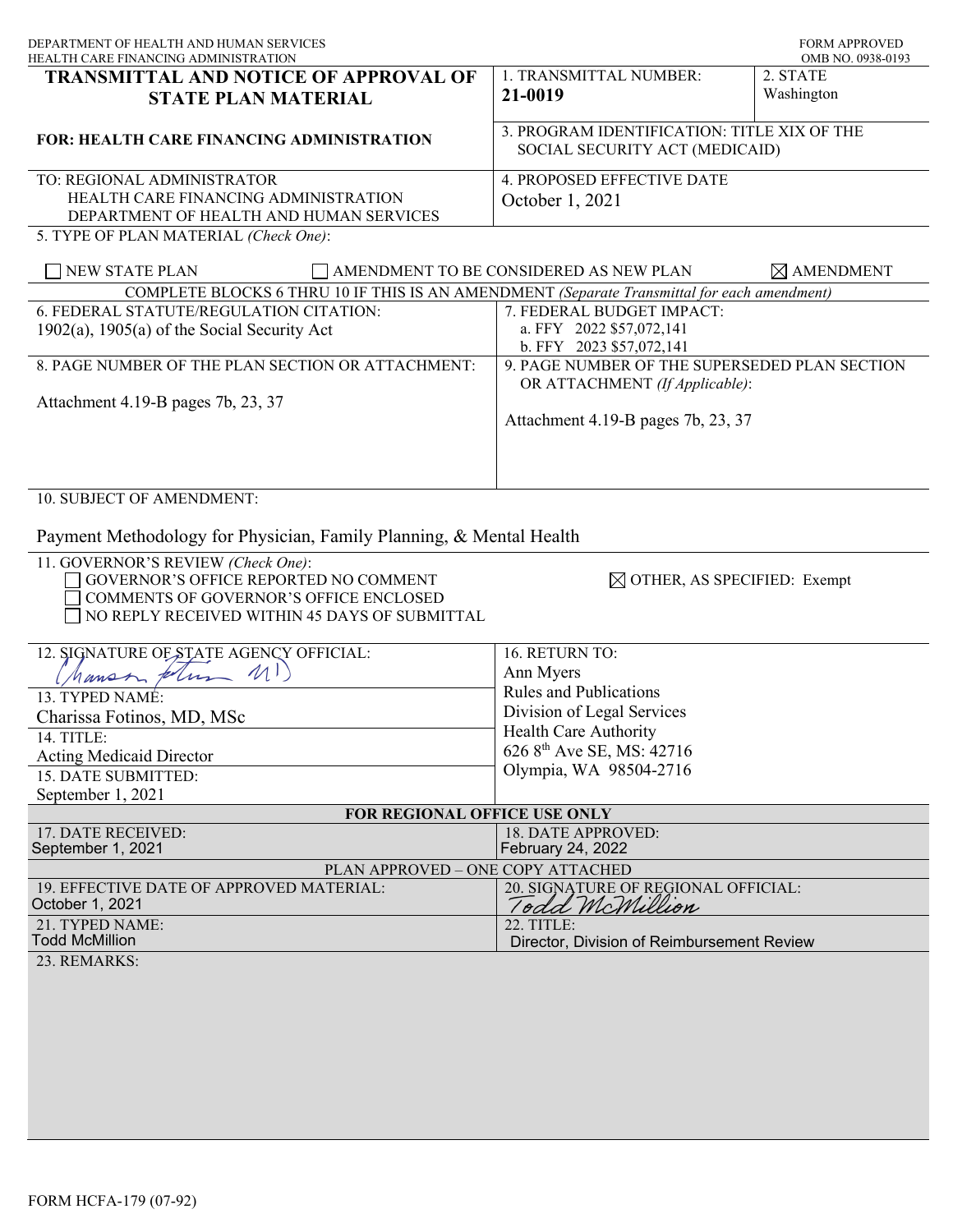DEPARTMENT OF HEALTH AND HUMAN SERVICES
HEALTH CARE FINANCING ADMINISTRATION

FORM APPROVED
OMB NO. 0938-0193

# TRANSMITTAL AND NOTICE OF APPROVAL OF STATE PLAN MATERIAL

**FOR: HEALTH CARE FINANCING ADMINISTRATION**

| | | |
|---|---|---|
| **TRANSMITTAL AND NOTICE OF APPROVAL OF STATE PLAN MATERIAL** | 1. TRANSMITTAL NUMBER: **21-0019** | 2. STATE Washington |
| **FOR: HEALTH CARE FINANCING ADMINISTRATION** | 3. PROGRAM IDENTIFICATION: TITLE XIX OF THE SOCIAL SECURITY ACT (MEDICAID) | |
| TO: REGIONAL ADMINISTRATOR HEALTH CARE FINANCING ADMINISTRATION DEPARTMENT OF HEALTH AND HUMAN SERVICES | 4. PROPOSED EFFECTIVE DATE October 1, 2021 | |

5. TYPE OF PLAN MATERIAL *(Check One)*:

☐ NEW STATE PLAN ☐ AMENDMENT TO BE CONSIDERED AS NEW PLAN ☒ AMENDMENT

COMPLETE BLOCKS 6 THRU 10 IF THIS IS AN AMENDMENT *(Separate Transmittal for each amendment)*

| | |
|---|---|
| 6. FEDERAL STATUTE/REGULATION CITATION: 1902(a), 1905(a) of the Social Security Act | 7. FEDERAL BUDGET IMPACT: a. FFY 2022 $57,072,141 b. FFY 2023 $57,072,141 |
| 8. PAGE NUMBER OF THE PLAN SECTION OR ATTACHMENT: Attachment 4.19-B pages 7b, 23, 37 | 9. PAGE NUMBER OF THE SUPERSEDED PLAN SECTION OR ATTACHMENT *(If Applicable)*: Attachment 4.19-B pages 7b, 23, 37 |

10. SUBJECT OF AMENDMENT:

Payment Methodology for Physician, Family Planning, & Mental Health

11. GOVERNOR'S REVIEW *(Check One)*:

☐ GOVERNOR'S OFFICE REPORTED NO COMMENT
☐ COMMENTS OF GOVERNOR'S OFFICE ENCLOSED
☐ NO REPLY RECEIVED WITHIN 45 DAYS OF SUBMITTAL
☒ OTHER, AS SPECIFIED: Exempt

| | |
|---|---|
| 12. SIGNATURE OF STATE AGENCY OFFICIAL: *Charissa Fotinos MD* | 16. RETURN TO: Ann Myers Rules and Publications Division of Legal Services Health Care Authority 626 8th Ave SE, MS: 42716 Olympia, WA 98504-2716 |
| 13. TYPED NAME: Charissa Fotinos, MD, MSc | |
| 14. TITLE: Acting Medicaid Director | |
| 15. DATE SUBMITTED: September 1, 2021 | |

**FOR REGIONAL OFFICE USE ONLY**

| | |
|---|---|
| 17. DATE RECEIVED: September 1, 2021 | 18. DATE APPROVED: February 24, 2022 |

PLAN APPROVED – ONE COPY ATTACHED

| | |
|---|---|
| 19. EFFECTIVE DATE OF APPROVED MATERIAL: October 1, 2021 | 20. SIGNATURE OF REGIONAL OFFICIAL: *Todd McMillion* |
| 21. TYPED NAME: Todd McMillion | 22. TITLE: Director, Division of Reimbursement Review |

23. REMARKS:

FORM HCFA-179 (07-92)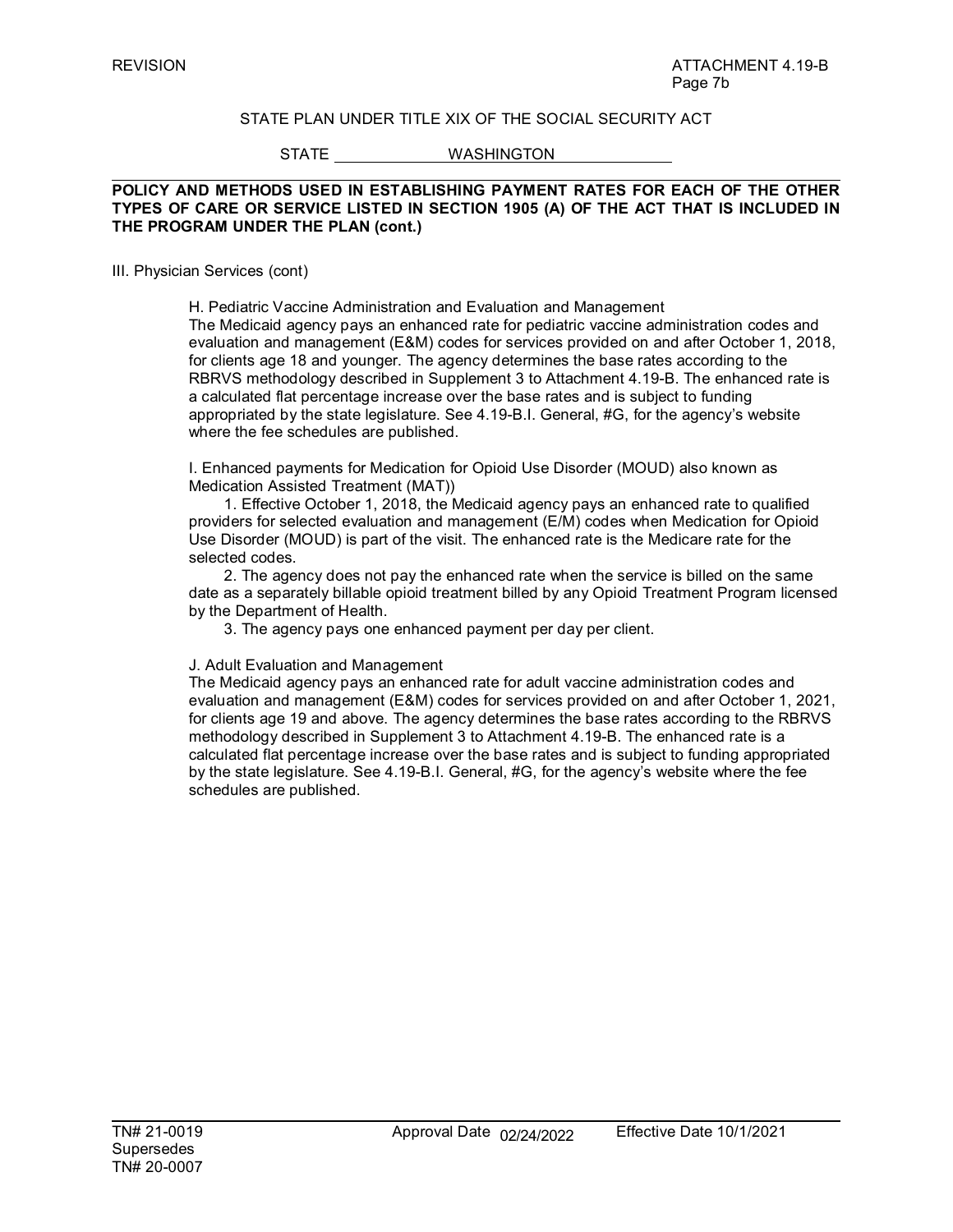REVISION

ATTACHMENT 4.19-B
Page 7b

STATE PLAN UNDER TITLE XIX OF THE SOCIAL SECURITY ACT

STATE WASHINGTON

**POLICY AND METHODS USED IN ESTABLISHING PAYMENT RATES FOR EACH OF THE OTHER TYPES OF CARE OR SERVICE LISTED IN SECTION 1905 (A) OF THE ACT THAT IS INCLUDED IN THE PROGRAM UNDER THE PLAN (cont.)**

III. Physician Services (cont)

H. Pediatric Vaccine Administration and Evaluation and Management
The Medicaid agency pays an enhanced rate for pediatric vaccine administration codes and evaluation and management (E&M) codes for services provided on and after October 1, 2018, for clients age 18 and younger. The agency determines the base rates according to the RBRVS methodology described in Supplement 3 to Attachment 4.19-B. The enhanced rate is a calculated flat percentage increase over the base rates and is subject to funding appropriated by the state legislature. See 4.19-B.I. General, #G, for the agency's website where the fee schedules are published.

I. Enhanced payments for Medication for Opioid Use Disorder (MOUD) also known as Medication Assisted Treatment (MAT))

1. Effective October 1, 2018, the Medicaid agency pays an enhanced rate to qualified providers for selected evaluation and management (E/M) codes when Medication for Opioid Use Disorder (MOUD) is part of the visit. The enhanced rate is the Medicare rate for the selected codes.

2. The agency does not pay the enhanced rate when the service is billed on the same date as a separately billable opioid treatment billed by any Opioid Treatment Program licensed by the Department of Health.

3. The agency pays one enhanced payment per day per client.

J. Adult Evaluation and Management
The Medicaid agency pays an enhanced rate for adult vaccine administration codes and evaluation and management (E&M) codes for services provided on and after October 1, 2021, for clients age 19 and above. The agency determines the base rates according to the RBRVS methodology described in Supplement 3 to Attachment 4.19-B. The enhanced rate is a calculated flat percentage increase over the base rates and is subject to funding appropriated by the state legislature. See 4.19-B.I. General, #G, for the agency's website where the fee schedules are published.

TN# 21-0019
Supersedes
TN# 20-0007

Approval Date 02/24/2022

Effective Date 10/1/2021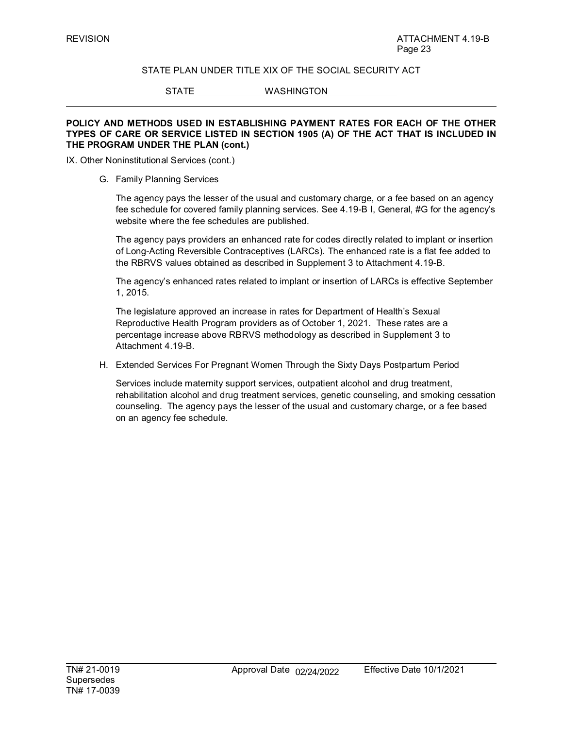STATE PLAN UNDER TITLE XIX OF THE SOCIAL SECURITY ACT

STATE WASHINGTON

**POLICY AND METHODS USED IN ESTABLISHING PAYMENT RATES FOR EACH OF THE OTHER TYPES OF CARE OR SERVICE LISTED IN SECTION 1905 (A) OF THE ACT THAT IS INCLUDED IN THE PROGRAM UNDER THE PLAN (cont.)**

IX. Other Noninstitutional Services (cont.)

G. Family Planning Services

The agency pays the lesser of the usual and customary charge, or a fee based on an agency fee schedule for covered family planning services. See 4.19-B I, General, #G for the agency's website where the fee schedules are published.

The agency pays providers an enhanced rate for codes directly related to implant or insertion of Long-Acting Reversible Contraceptives (LARCs). The enhanced rate is a flat fee added to the RBRVS values obtained as described in Supplement 3 to Attachment 4.19-B.

The agency's enhanced rates related to implant or insertion of LARCs is effective September 1, 2015.

The legislature approved an increase in rates for Department of Health's Sexual Reproductive Health Program providers as of October 1, 2021. These rates are a percentage increase above RBRVS methodology as described in Supplement 3 to Attachment 4.19-B.

H. Extended Services For Pregnant Women Through the Sixty Days Postpartum Period

Services include maternity support services, outpatient alcohol and drug treatment, rehabilitation alcohol and drug treatment services, genetic counseling, and smoking cessation counseling. The agency pays the lesser of the usual and customary charge, or a fee based on an agency fee schedule.

TN# 21-0019 Supersedes TN# 17-0039 | Approval Date 02/24/2022 | Effective Date 10/1/2021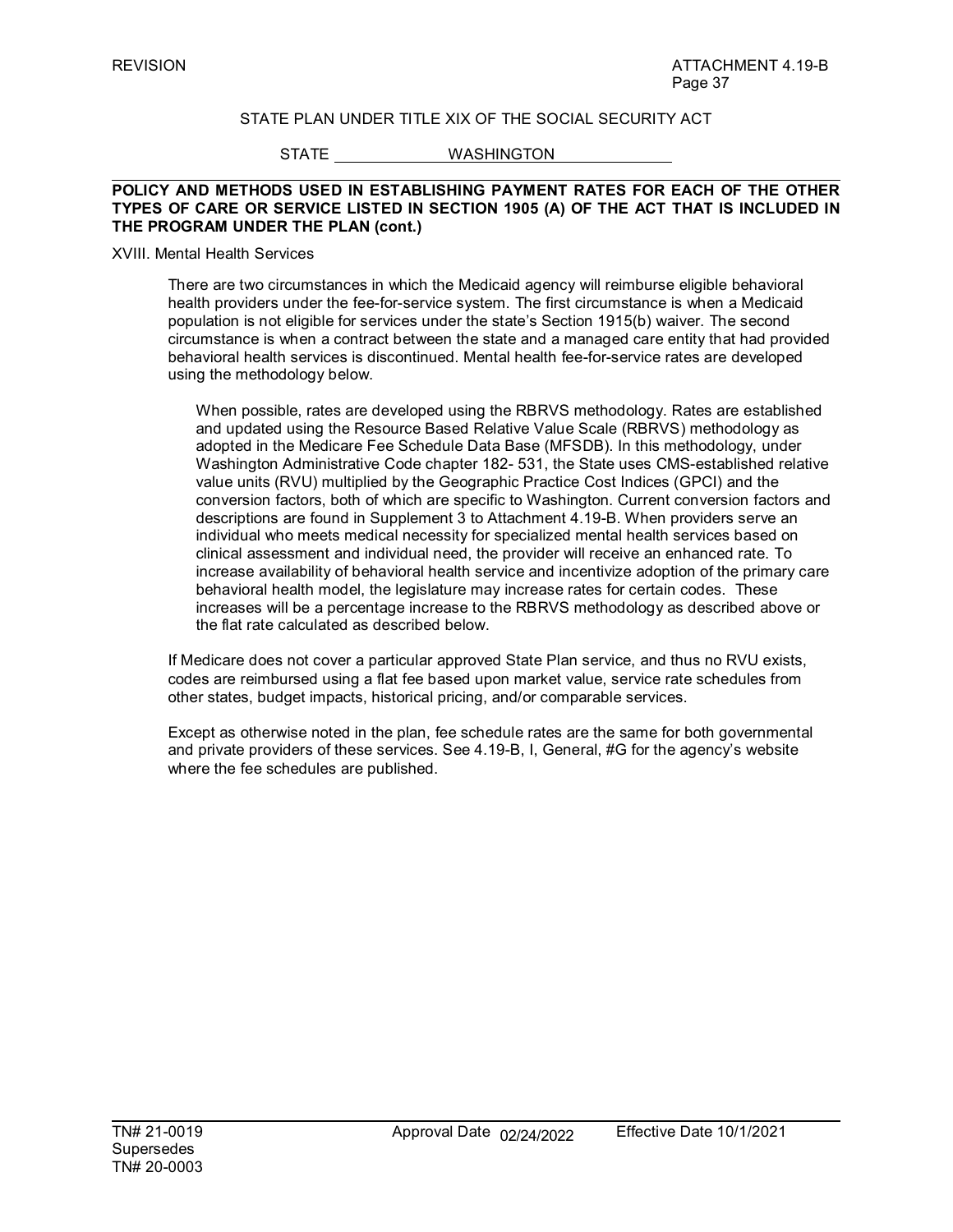STATE PLAN UNDER TITLE XIX OF THE SOCIAL SECURITY ACT

STATE WASHINGTON

**POLICY AND METHODS USED IN ESTABLISHING PAYMENT RATES FOR EACH OF THE OTHER TYPES OF CARE OR SERVICE LISTED IN SECTION 1905 (A) OF THE ACT THAT IS INCLUDED IN THE PROGRAM UNDER THE PLAN (cont.)**

XVIII. Mental Health Services

There are two circumstances in which the Medicaid agency will reimburse eligible behavioral health providers under the fee-for-service system. The first circumstance is when a Medicaid population is not eligible for services under the state's Section 1915(b) waiver. The second circumstance is when a contract between the state and a managed care entity that had provided behavioral health services is discontinued. Mental health fee-for-service rates are developed using the methodology below.

When possible, rates are developed using the RBRVS methodology. Rates are established and updated using the Resource Based Relative Value Scale (RBRVS) methodology as adopted in the Medicare Fee Schedule Data Base (MFSDB). In this methodology, under Washington Administrative Code chapter 182- 531, the State uses CMS-established relative value units (RVU) multiplied by the Geographic Practice Cost Indices (GPCI) and the conversion factors, both of which are specific to Washington. Current conversion factors and descriptions are found in Supplement 3 to Attachment 4.19-B. When providers serve an individual who meets medical necessity for specialized mental health services based on clinical assessment and individual need, the provider will receive an enhanced rate. To increase availability of behavioral health service and incentivize adoption of the primary care behavioral health model, the legislature may increase rates for certain codes. These increases will be a percentage increase to the RBRVS methodology as described above or the flat rate calculated as described below.

If Medicare does not cover a particular approved State Plan service, and thus no RVU exists, codes are reimbursed using a flat fee based upon market value, service rate schedules from other states, budget impacts, historical pricing, and/or comparable services.

Except as otherwise noted in the plan, fee schedule rates are the same for both governmental and private providers of these services. See 4.19-B, I, General, #G for the agency's website where the fee schedules are published.

TN# 21-0019 Approval Date 02/24/2022 Effective Date 10/1/2021
Supersedes
TN# 20-0003